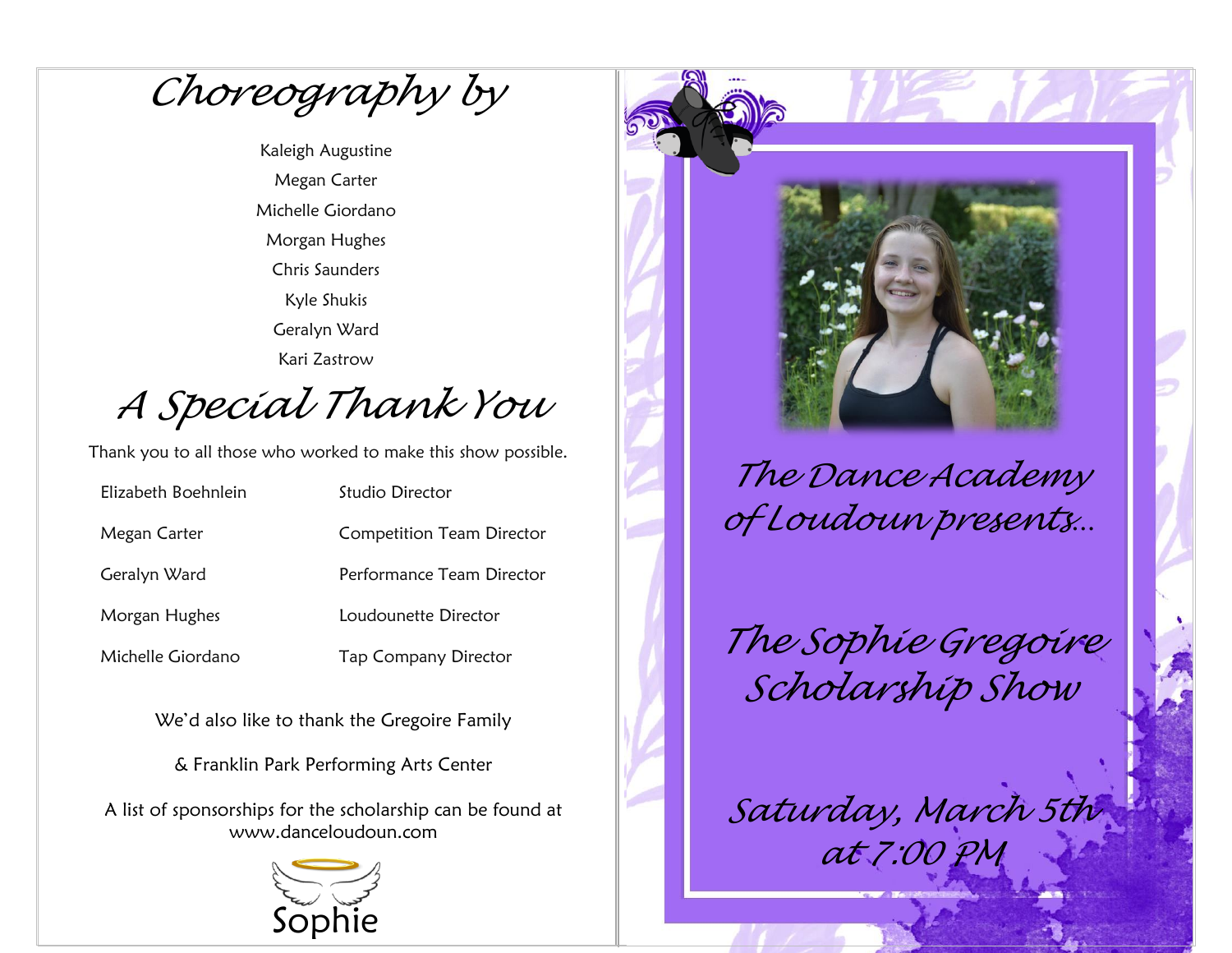# Choreography by

Kaleigh Augustine
Megan Carter
Michelle Giordano
Morgan Hughes
Chris Saunders
Kyle Shukis
Geralyn Ward
Kari Zastrow

# A Special Thank You

Thank you to all those who worked to make this show possible.

| | |
|---|---|
| Elizabeth Boehnlein | Studio Director |
| Megan Carter | Competition Team Director |
| Geralyn Ward | Performance Team Director |
| Morgan Hughes | Loudounette Director |
| Michelle Giordano | Tap Company Director |

We'd also like to thank the Gregoire Family

& Franklin Park Performing Arts Center

A list of sponsorships for the scholarship can be found at www.danceloudoun.com

Sophie

## The Dance Academy of Loudoun presents...

# The Sophie Gregoire Scholarship Show

## Saturday, March 5th at 7:00 PM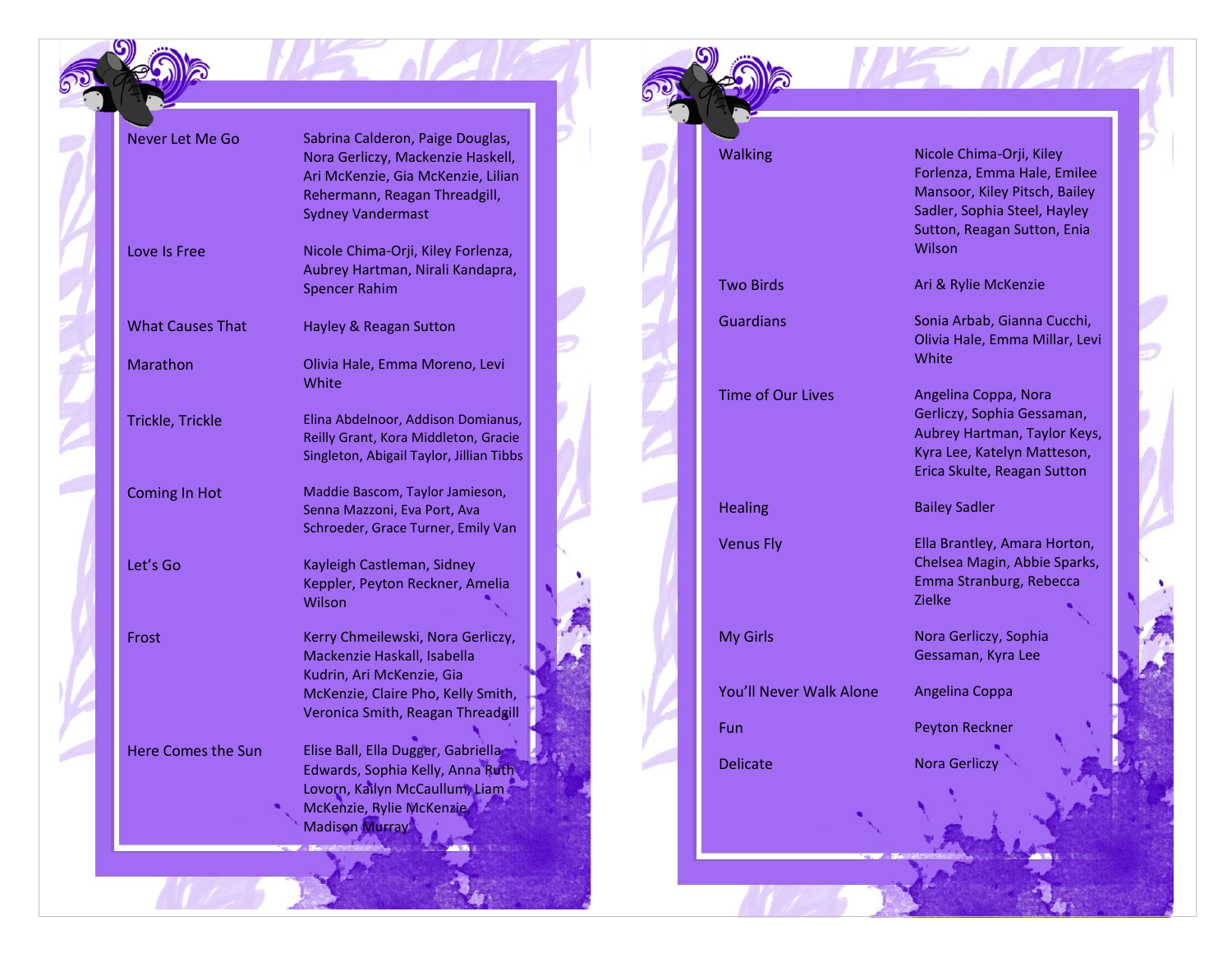| | |
|---|---|
| Never Let Me Go | Sabrina Calderon, Paige Douglas, Nora Gerliczy, Mackenzie Haskell, Ari McKenzie, Gia McKenzie, Lilian Rehermann, Reagan Threadgill, Sydney Vandermast |
| Love Is Free | Nicole Chima-Orji, Kiley Forlenza, Aubrey Hartman, Nirali Kandapra, Spencer Rahim |
| What Causes That | Hayley & Reagan Sutton |
| Marathon | Olivia Hale, Emma Moreno, Levi White |
| Trickle, Trickle | Elina Abdelnoor, Addison Domianus, Reilly Grant, Kora Middleton, Gracie Singleton, Abigail Taylor, Jillian Tibbs |
| Coming In Hot | Maddie Bascom, Taylor Jamieson, Senna Mazzoni, Eva Port, Ava Schroeder, Grace Turner, Emily Van |
| Let's Go | Kayleigh Castleman, Sidney Keppler, Peyton Reckner, Amelia Wilson |
| Frost | Kerry Chmeilewski, Nora Gerliczy, Mackenzie Haskall, Isabella Kudrin, Ari McKenzie, Gia McKenzie, Claire Pho, Kelly Smith, Veronica Smith, Reagan Threadgill |
| Here Comes the Sun | Elise Ball, Ella Dugger, Gabriella Edwards, Sophia Kelly, Anna Ruth Lovorn, Kailyn McCaullum, Liam McKenzie, Rylie McKenzie, Madison Murray |

| | |
|---|---|
| Walking | Nicole Chima-Orji, Kiley Forlenza, Emma Hale, Emilee Mansoor, Kiley Pitsch, Bailey Sadler, Sophia Steel, Hayley Sutton, Reagan Sutton, Enia Wilson |
| Two Birds | Ari & Rylie McKenzie |
| Guardians | Sonia Arbab, Gianna Cucchi, Olivia Hale, Emma Millar, Levi White |
| Time of Our Lives | Angelina Coppa, Nora Gerliczy, Sophia Gessaman, Aubrey Hartman, Taylor Keys, Kyra Lee, Katelyn Matteson, Erica Skulte, Reagan Sutton |
| Healing | Bailey Sadler |
| Venus Fly | Ella Brantley, Amara Horton, Chelsea Magin, Abbie Sparks, Emma Stranburg, Rebecca Zielke |
| My Girls | Nora Gerliczy, Sophia Gessaman, Kyra Lee |
| You'll Never Walk Alone | Angelina Coppa |
| Fun | Peyton Reckner |
| Delicate | Nora Gerliczy |